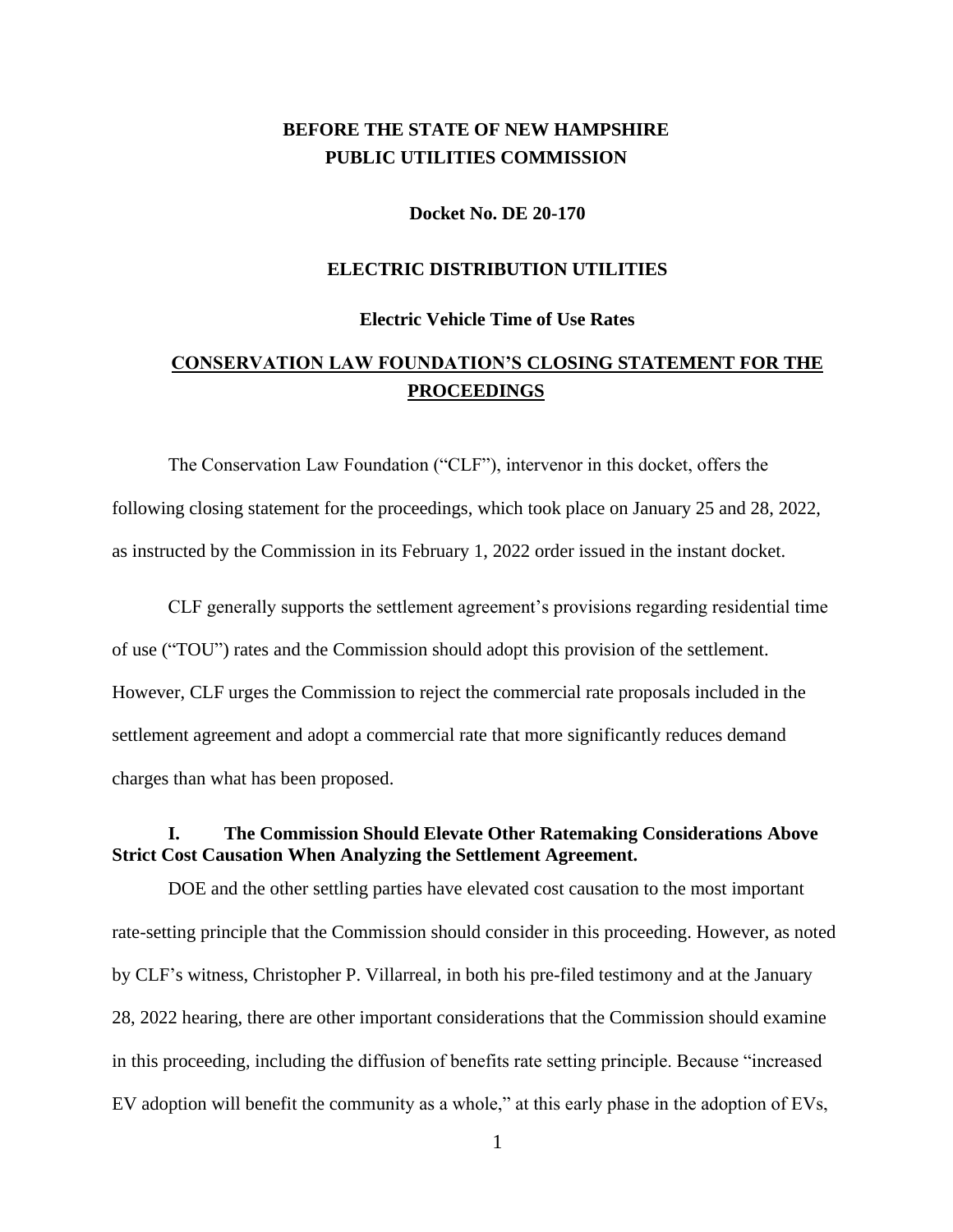**BEFORE THE STATE OF NEW HAMPSHIRE**
**PUBLIC UTILITIES COMMISSION**

**Docket No. DE 20-170**

**ELECTRIC DISTRIBUTION UTILITIES**

**Electric Vehicle Time of Use Rates**

# CONSERVATION LAW FOUNDATION'S CLOSING STATEMENT FOR THE PROCEEDINGS

The Conservation Law Foundation ("CLF"), intervenor in this docket, offers the following closing statement for the proceedings, which took place on January 25 and 28, 2022, as instructed by the Commission in its February 1, 2022 order issued in the instant docket.

CLF generally supports the settlement agreement's provisions regarding residential time of use ("TOU") rates and the Commission should adopt this provision of the settlement. However, CLF urges the Commission to reject the commercial rate proposals included in the settlement agreement and adopt a commercial rate that more significantly reduces demand charges than what has been proposed.

## I. The Commission Should Elevate Other Ratemaking Considerations Above Strict Cost Causation When Analyzing the Settlement Agreement.

DOE and the other settling parties have elevated cost causation to the most important rate-setting principle that the Commission should consider in this proceeding. However, as noted by CLF's witness, Christopher P. Villarreal, in both his pre-filed testimony and at the January 28, 2022 hearing, there are other important considerations that the Commission should examine in this proceeding, including the diffusion of benefits rate setting principle. Because "increased EV adoption will benefit the community as a whole," at this early phase in the adoption of EVs,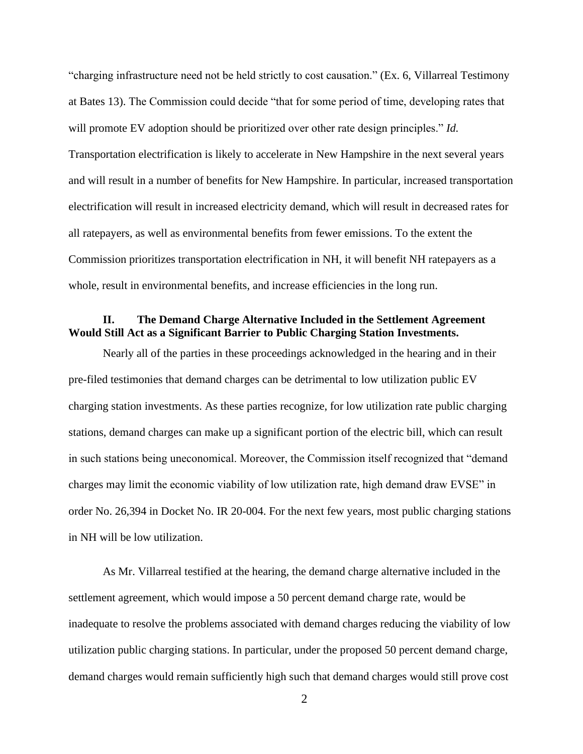"charging infrastructure need not be held strictly to cost causation." (Ex. 6, Villarreal Testimony at Bates 13). The Commission could decide "that for some period of time, developing rates that will promote EV adoption should be prioritized over other rate design principles." *Id.* Transportation electrification is likely to accelerate in New Hampshire in the next several years and will result in a number of benefits for New Hampshire. In particular, increased transportation electrification will result in increased electricity demand, which will result in decreased rates for all ratepayers, as well as environmental benefits from fewer emissions. To the extent the Commission prioritizes transportation electrification in NH, it will benefit NH ratepayers as a whole, result in environmental benefits, and increase efficiencies in the long run.

## II. The Demand Charge Alternative Included in the Settlement Agreement Would Still Act as a Significant Barrier to Public Charging Station Investments.

Nearly all of the parties in these proceedings acknowledged in the hearing and in their pre-filed testimonies that demand charges can be detrimental to low utilization public EV charging station investments. As these parties recognize, for low utilization rate public charging stations, demand charges can make up a significant portion of the electric bill, which can result in such stations being uneconomical. Moreover, the Commission itself recognized that "demand charges may limit the economic viability of low utilization rate, high demand draw EVSE" in order No. 26,394 in Docket No. IR 20-004. For the next few years, most public charging stations in NH will be low utilization.

As Mr. Villarreal testified at the hearing, the demand charge alternative included in the settlement agreement, which would impose a 50 percent demand charge rate, would be inadequate to resolve the problems associated with demand charges reducing the viability of low utilization public charging stations. In particular, under the proposed 50 percent demand charge, demand charges would remain sufficiently high such that demand charges would still prove cost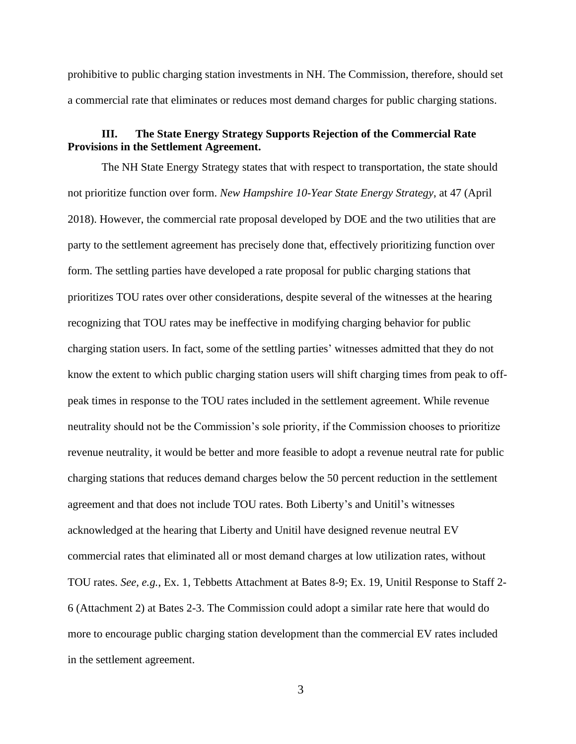prohibitive to public charging station investments in NH. The Commission, therefore, should set a commercial rate that eliminates or reduces most demand charges for public charging stations.

### III. The State Energy Strategy Supports Rejection of the Commercial Rate Provisions in the Settlement Agreement.

The NH State Energy Strategy states that with respect to transportation, the state should not prioritize function over form. *New Hampshire 10-Year State Energy Strategy*, at 47 (April 2018). However, the commercial rate proposal developed by DOE and the two utilities that are party to the settlement agreement has precisely done that, effectively prioritizing function over form. The settling parties have developed a rate proposal for public charging stations that prioritizes TOU rates over other considerations, despite several of the witnesses at the hearing recognizing that TOU rates may be ineffective in modifying charging behavior for public charging station users. In fact, some of the settling parties' witnesses admitted that they do not know the extent to which public charging station users will shift charging times from peak to off-peak times in response to the TOU rates included in the settlement agreement. While revenue neutrality should not be the Commission's sole priority, if the Commission chooses to prioritize revenue neutrality, it would be better and more feasible to adopt a revenue neutral rate for public charging stations that reduces demand charges below the 50 percent reduction in the settlement agreement and that does not include TOU rates. Both Liberty's and Unitil's witnesses acknowledged at the hearing that Liberty and Unitil have designed revenue neutral EV commercial rates that eliminated all or most demand charges at low utilization rates, without TOU rates. *See, e.g.*, Ex. 1, Tebbetts Attachment at Bates 8-9; Ex. 19, Unitil Response to Staff 2-6 (Attachment 2) at Bates 2-3. The Commission could adopt a similar rate here that would do more to encourage public charging station development than the commercial EV rates included in the settlement agreement.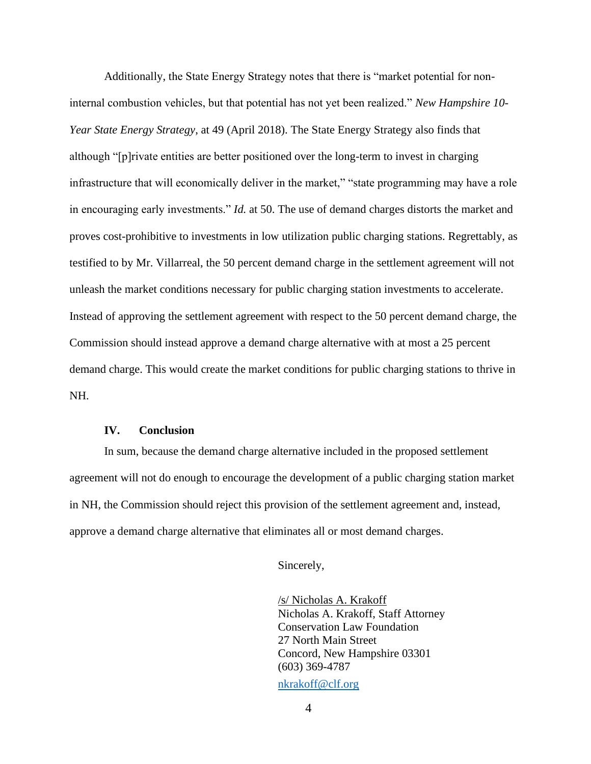Additionally, the State Energy Strategy notes that there is "market potential for non-internal combustion vehicles, but that potential has not yet been realized." *New Hampshire 10-Year State Energy Strategy*, at 49 (April 2018). The State Energy Strategy also finds that although "[p]rivate entities are better positioned over the long-term to invest in charging infrastructure that will economically deliver in the market," "state programming may have a role in encouraging early investments." *Id.* at 50. The use of demand charges distorts the market and proves cost-prohibitive to investments in low utilization public charging stations. Regrettably, as testified to by Mr. Villarreal, the 50 percent demand charge in the settlement agreement will not unleash the market conditions necessary for public charging station investments to accelerate. Instead of approving the settlement agreement with respect to the 50 percent demand charge, the Commission should instead approve a demand charge alternative with at most a 25 percent demand charge. This would create the market conditions for public charging stations to thrive in NH.

## IV. Conclusion

In sum, because the demand charge alternative included in the proposed settlement agreement will not do enough to encourage the development of a public charging station market in NH, the Commission should reject this provision of the settlement agreement and, instead, approve a demand charge alternative that eliminates all or most demand charges.

Sincerely,

/s/ Nicholas A. Krakoff
Nicholas A. Krakoff, Staff Attorney
Conservation Law Foundation
27 North Main Street
Concord, New Hampshire 03301
(603) 369-4787
nkrakoff@clf.org